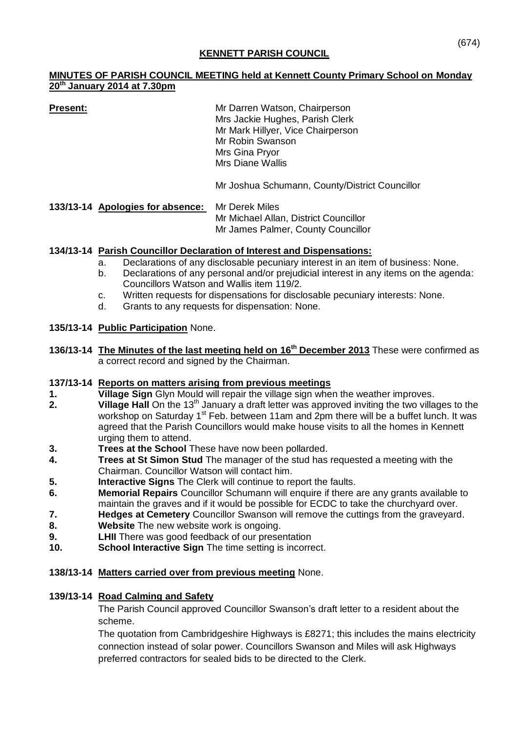# KENNETT PARISH COUNCIL

## MINUTES OF PARISH COUNCIL MEETING held at Kennett County Primary School on Monday 20th January 2014 at 7.30pm

**Present:**

Mr Darren Watson, Chairperson
Mrs Jackie Hughes, Parish Clerk
Mr Mark Hillyer, Vice Chairperson
Mr Robin Swanson
Mrs Gina Pryor
Mrs Diane Wallis

Mr Joshua Schumann, County/District Councillor

**133/13-14 Apologies for absence:** Mr Derek Miles
Mr Michael Allan, District Councillor
Mr James Palmer, County Councillor

**134/13-14 Parish Councillor Declaration of Interest and Dispensations:**

a. Declarations of any disclosable pecuniary interest in an item of business: None.
b. Declarations of any personal and/or prejudicial interest in any items on the agenda: Councillors Watson and Wallis item 119/2.
c. Written requests for dispensations for disclosable pecuniary interests: None.
d. Grants to any requests for dispensation: None.

**135/13-14 Public Participation** None.

**136/13-14 The Minutes of the last meeting held on 16th December 2013** These were confirmed as a correct record and signed by the Chairman.

**137/13-14 Reports on matters arising from previous meetings**

1. **Village Sign** Glyn Mould will repair the village sign when the weather improves.
2. **Village Hall** On the 13th January a draft letter was approved inviting the two villages to the workshop on Saturday 1st Feb. between 11am and 2pm there will be a buffet lunch. It was agreed that the Parish Councillors would make house visits to all the homes in Kennett urging them to attend.
3. **Trees at the School** These have now been pollarded.
4. **Trees at St Simon Stud** The manager of the stud has requested a meeting with the Chairman. Councillor Watson will contact him.
5. **Interactive Signs** The Clerk will continue to report the faults.
6. **Memorial Repairs** Councillor Schumann will enquire if there are any grants available to maintain the graves and if it would be possible for ECDC to take the churchyard over.
7. **Hedges at Cemetery** Councillor Swanson will remove the cuttings from the graveyard.
8. **Website** The new website work is ongoing.
9. **LHII** There was good feedback of our presentation
10. **School Interactive Sign** The time setting is incorrect.

**138/13-14 Matters carried over from previous meeting** None.

**139/13-14 Road Calming and Safety**

The Parish Council approved Councillor Swanson's draft letter to a resident about the scheme.

The quotation from Cambridgeshire Highways is £8271; this includes the mains electricity connection instead of solar power. Councillors Swanson and Miles will ask Highways preferred contractors for sealed bids to be directed to the Clerk.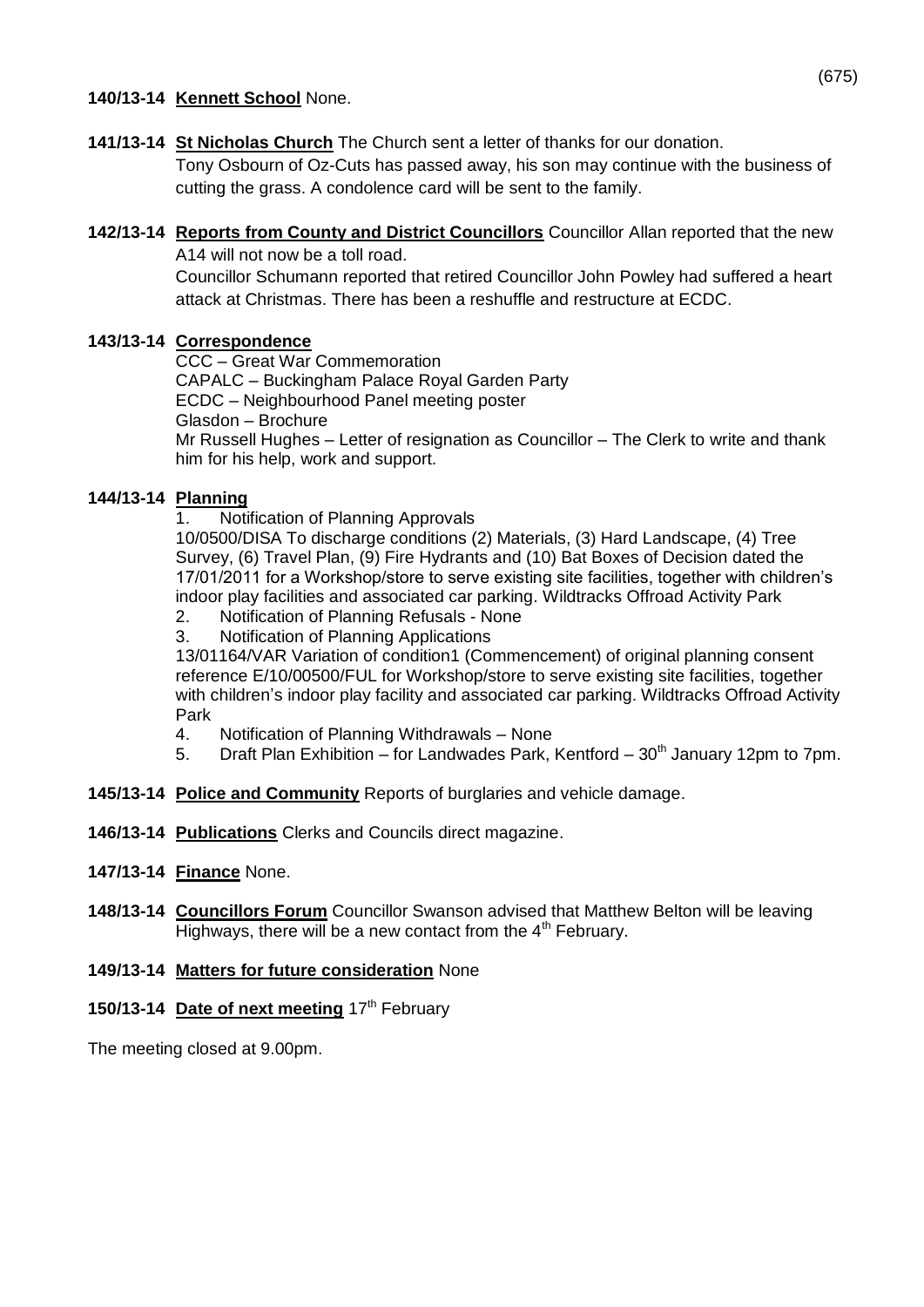**140/13-14 Kennett School** None.

**141/13-14 St Nicholas Church** The Church sent a letter of thanks for our donation.
Tony Osbourn of Oz-Cuts has passed away, his son may continue with the business of cutting the grass. A condolence card will be sent to the family.

**142/13-14 Reports from County and District Councillors** Councillor Allan reported that the new A14 will not now be a toll road.
Councillor Schumann reported that retired Councillor John Powley had suffered a heart attack at Christmas. There has been a reshuffle and restructure at ECDC.

**143/13-14 Correspondence**
CCC – Great War Commemoration
CAPALC – Buckingham Palace Royal Garden Party
ECDC – Neighbourhood Panel meeting poster
Glasdon – Brochure
Mr Russell Hughes – Letter of resignation as Councillor – The Clerk to write and thank him for his help, work and support.

**144/13-14 Planning**

1. Notification of Planning Approvals

10/0500/DISA To discharge conditions (2) Materials, (3) Hard Landscape, (4) Tree Survey, (6) Travel Plan, (9) Fire Hydrants and (10) Bat Boxes of Decision dated the 17/01/2011 for a Workshop/store to serve existing site facilities, together with children's indoor play facilities and associated car parking. Wildtracks Offroad Activity Park

2. Notification of Planning Refusals - None
3. Notification of Planning Applications

13/01164/VAR Variation of condition1 (Commencement) of original planning consent reference E/10/00500/FUL for Workshop/store to serve existing site facilities, together with children's indoor play facility and associated car parking. Wildtracks Offroad Activity Park

4. Notification of Planning Withdrawals – None
5. Draft Plan Exhibition – for Landwades Park, Kentford – 30th January 12pm to 7pm.

**145/13-14 Police and Community** Reports of burglaries and vehicle damage.

**146/13-14 Publications** Clerks and Councils direct magazine.

**147/13-14 Finance** None.

**148/13-14 Councillors Forum** Councillor Swanson advised that Matthew Belton will be leaving Highways, there will be a new contact from the 4th February.

**149/13-14 Matters for future consideration** None

**150/13-14 Date of next meeting** 17th February

The meeting closed at 9.00pm.